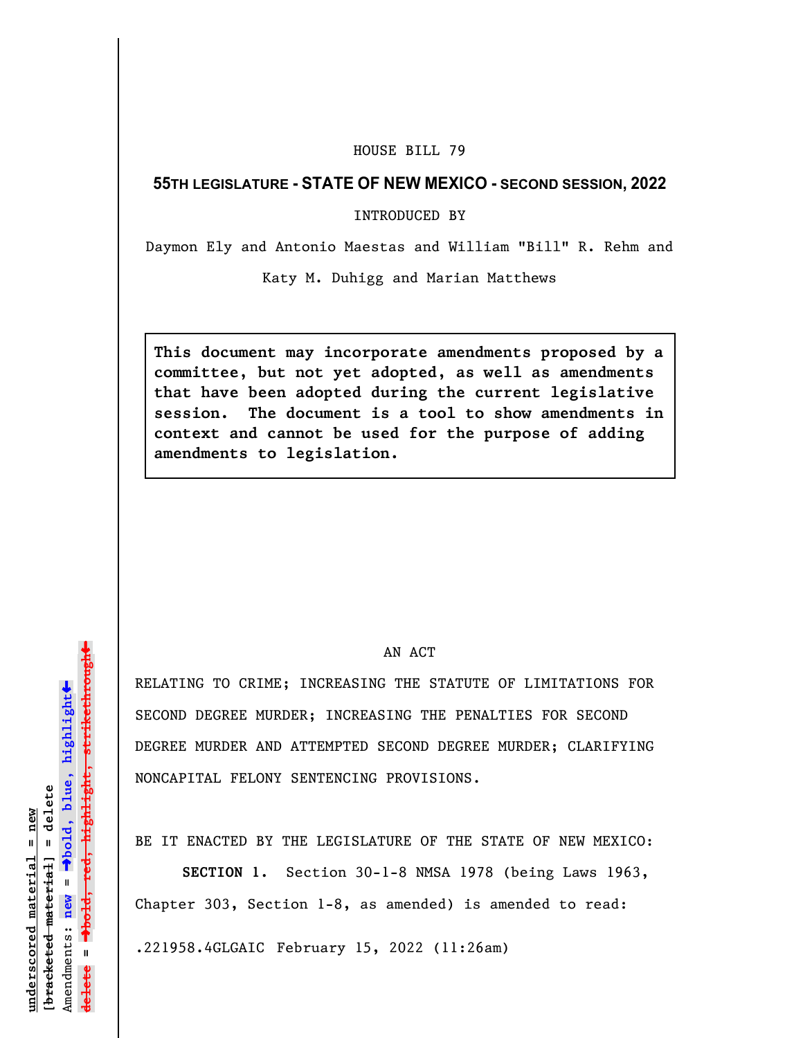HOUSE BILL 79

**55TH LEGISLATURE - STATE OF NEW MEXICO - SECOND SESSION, 2022**

INTRODUCED BY

Daymon Ely and Antonio Maestas and William "Bill" R. Rehm and Katy M. Duhigg and Marian Matthews

> **This document may incorporate amendments proposed by a committee, but not yet adopted, as well as amendments that have been adopted during the current legislative session. The document is a tool to show amendments in context and cannot be used for the purpose of adding amendments to legislation.**

AN ACT

RELATING TO CRIME; INCREASING THE STATUTE OF LIMITATIONS FOR SECOND DEGREE MURDER; INCREASING THE PENALTIES FOR SECOND DEGREE MURDER AND ATTEMPTED SECOND DEGREE MURDER; CLARIFYING NONCAPITAL FELONY SENTENCING PROVISIONS.

BE IT ENACTED BY THE LEGISLATURE OF THE STATE OF NEW MEXICO:

**SECTION 1.** Section 30-1-8 NMSA 1978 (being Laws 1963, Chapter 303, Section 1-8, as amended) is amended to read:

.221958.4GLGAIC February 15, 2022 (11:26am)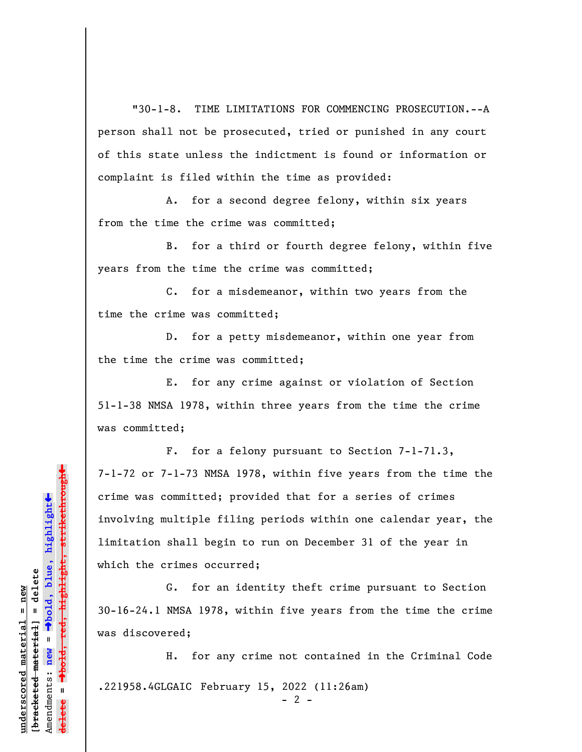"30-1-8. TIME LIMITATIONS FOR COMMENCING PROSECUTION.--A person shall not be prosecuted, tried or punished in any court of this state unless the indictment is found or information or complaint is filed within the time as provided:

A. for a second degree felony, within six years from the time the crime was committed;

B. for a third or fourth degree felony, within five years from the time the crime was committed;

C. for a misdemeanor, within two years from the time the crime was committed;

D. for a petty misdemeanor, within one year from the time the crime was committed;

E. for any crime against or violation of Section 51-1-38 NMSA 1978, within three years from the time the crime was committed;

F. for a felony pursuant to Section 7-1-71.3, 7-1-72 or 7-1-73 NMSA 1978, within five years from the time the crime was committed; provided that for a series of crimes involving multiple filing periods within one calendar year, the limitation shall begin to run on December 31 of the year in which the crimes occurred;

G. for an identity theft crime pursuant to Section 30-16-24.1 NMSA 1978, within five years from the time the crime was discovered;

H. for any crime not contained in the Criminal Code

.221958.4GLGAIC February 15, 2022 (11:26am)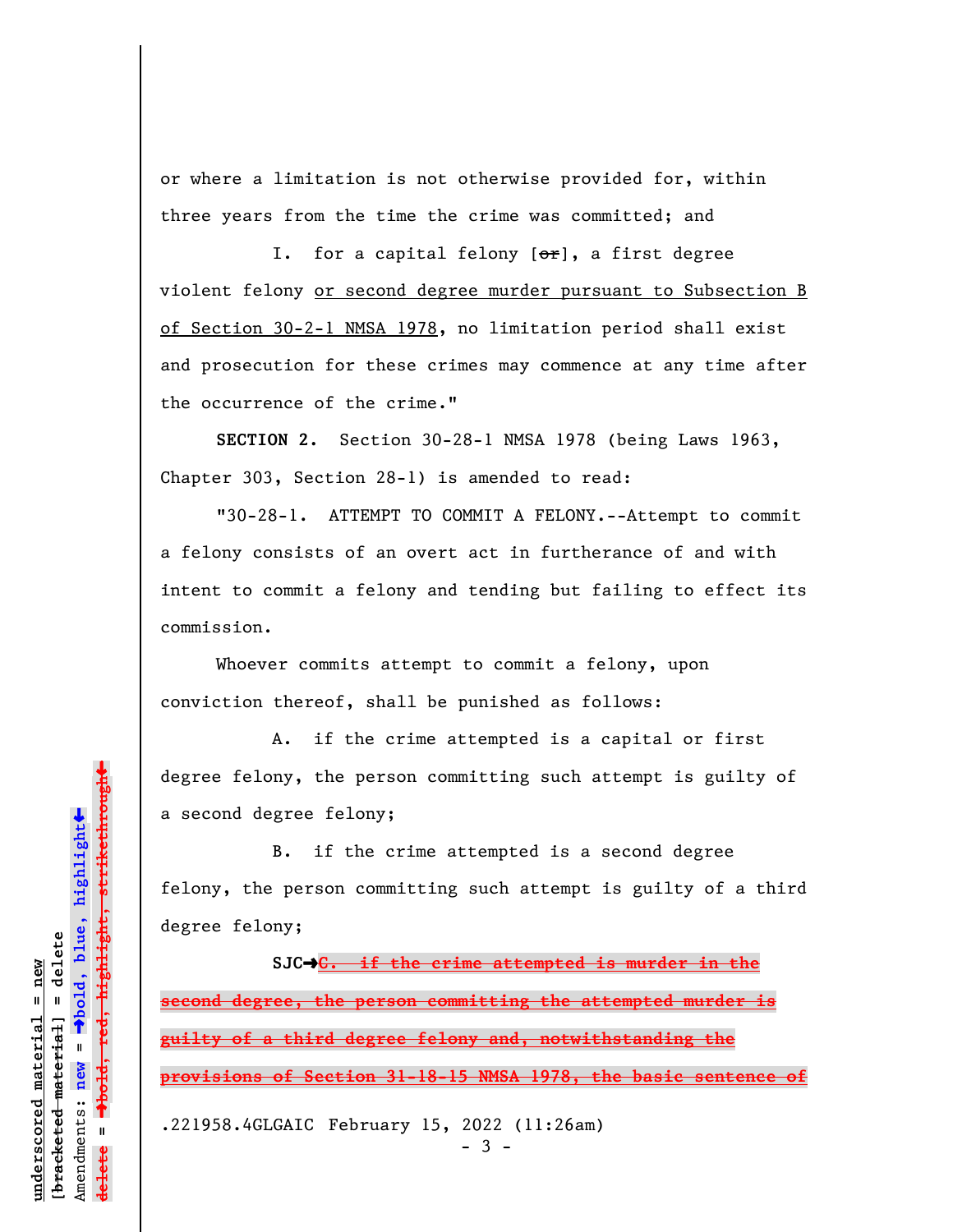or where a limitation is not otherwise provided for, within three years from the time the crime was committed; and

I. for a capital felony [~~or~~], a first degree violent felony <u>or second degree murder pursuant to Subsection B of Section 30-2-1 NMSA 1978</u>, no limitation period shall exist and prosecution for these crimes may commence at any time after the occurrence of the crime."

**SECTION 2.** Section 30-28-1 NMSA 1978 (being Laws 1963, Chapter 303, Section 28-1) is amended to read:

"30-28-1. ATTEMPT TO COMMIT A FELONY.--Attempt to commit a felony consists of an overt act in furtherance of and with intent to commit a felony and tending but failing to effect its commission.

Whoever commits attempt to commit a felony, upon conviction thereof, shall be punished as follows:

A. if the crime attempted is a capital or first degree felony, the person committing such attempt is guilty of a second degree felony;

B. if the crime attempted is a second degree felony, the person committing such attempt is guilty of a third degree felony;

**SJC➡**~~**C. if the crime attempted is murder in the second degree, the person committing the attempted murder is guilty of a third degree felony and, notwithstanding the provisions of Section 31-18-15 NMSA 1978, the basic sentence of**~~

.221958.4GLGAIC February 15, 2022 (11:26am)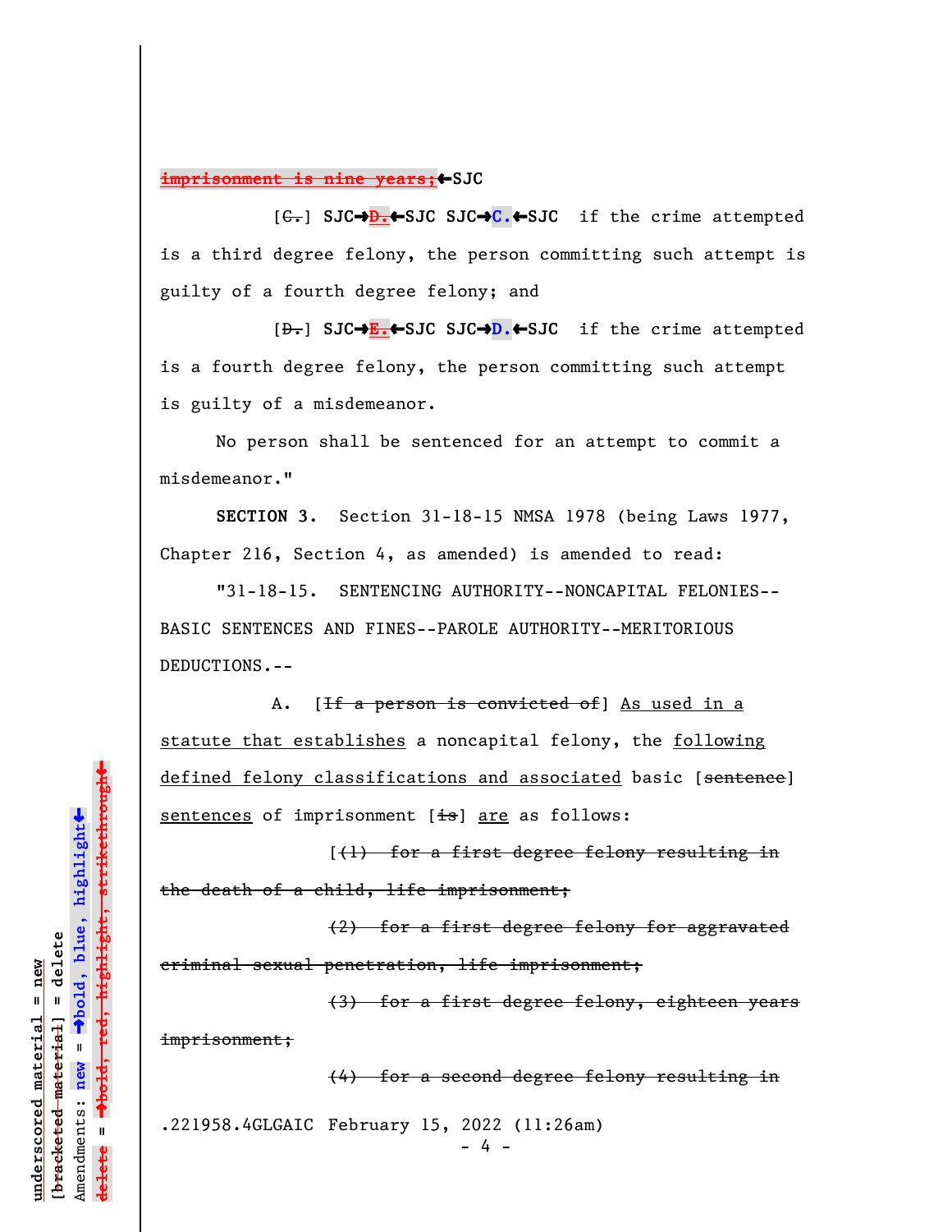~~imprisonment is nine years;~~←SJC

[~~C.~~] SJC→~~D.~~←SJC SJC→**C.**←SJC if the crime attempted is a third degree felony, the person committing such attempt is guilty of a fourth degree felony; and

[~~D.~~] SJC→~~E.~~←SJC SJC→**D.**←SJC if the crime attempted is a fourth degree felony, the person committing such attempt is guilty of a misdemeanor.

No person shall be sentenced for an attempt to commit a misdemeanor."

**SECTION 3.** Section 31-18-15 NMSA 1978 (being Laws 1977, Chapter 216, Section 4, as amended) is amended to read:

"31-18-15. SENTENCING AUTHORITY--NONCAPITAL FELONIES--BASIC SENTENCES AND FINES--PAROLE AUTHORITY--MERITORIOUS DEDUCTIONS.--

A. [~~If a person is convicted of~~] As used in a statute that establishes a noncapital felony, the following defined felony classifications and associated basic [~~sentence~~] sentences of imprisonment [~~is~~] are as follows:

[~~(1) for a first degree felony resulting in the death of a child, life imprisonment;~~

~~(2) for a first degree felony for aggravated criminal sexual penetration, life imprisonment;~~

~~(3) for a first degree felony, eighteen years imprisonment;~~

~~(4) for a second degree felony resulting in~~

.221958.4GLGAIC February 15, 2022 (11:26am)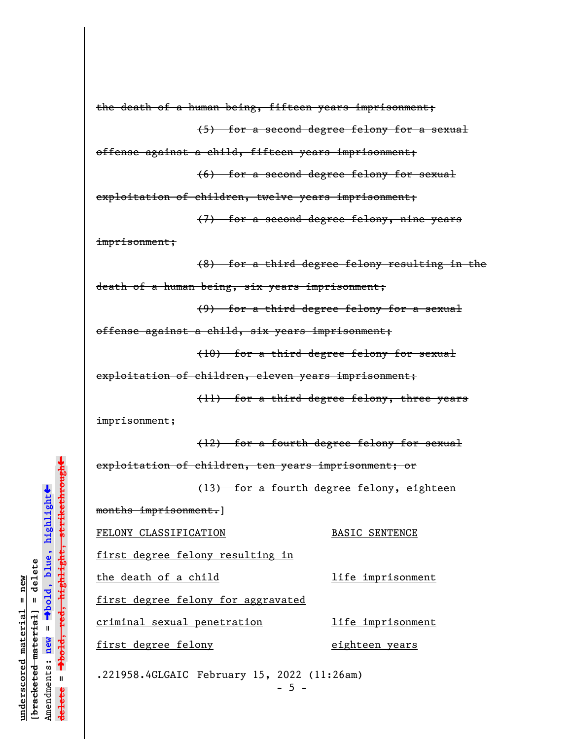~~the death of a human being, fifteen years imprisonment;~~

~~(5) for a second degree felony for a sexual offense against a child, fifteen years imprisonment;~~

~~(6) for a second degree felony for sexual exploitation of children, twelve years imprisonment;~~

~~(7) for a second degree felony, nine years imprisonment;~~

~~(8) for a third degree felony resulting in the death of a human being, six years imprisonment;~~

~~(9) for a third degree felony for a sexual offense against a child, six years imprisonment;~~

~~(10) for a third degree felony for sexual exploitation of children, eleven years imprisonment;~~

~~(11) for a third degree felony, three years imprisonment;~~

~~(12) for a fourth degree felony for sexual exploitation of children, ten years imprisonment; or~~

~~(13) for a fourth degree felony, eighteen months imprisonment.~~]

| <u>FELONY CLASSIFICATION</u> | <u>BASIC SENTENCE</u> |
|---|---|
| <u>first degree felony resulting in the death of a child</u> | <u>life imprisonment</u> |
| <u>first degree felony for aggravated criminal sexual penetration</u> | <u>life imprisonment</u> |
| <u>first degree felony</u> | <u>eighteen years</u> |

.221958.4GLGAIC February 15, 2022 (11:26am)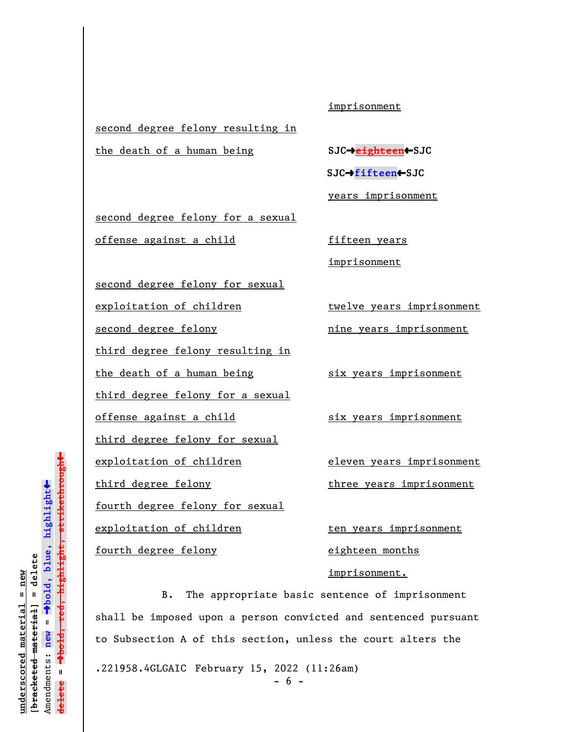| | |
|---|---|
| | imprisonment |
| second degree felony resulting in the death of a human being | SJC→~~eighteen~~←SJC SJC→**fifteen**←SJC years imprisonment |
| second degree felony for a sexual offense against a child | fifteen years imprisonment |
| second degree felony for sexual exploitation of children | twelve years imprisonment |
| second degree felony | nine years imprisonment |
| third degree felony resulting in the death of a human being | six years imprisonment |
| third degree felony for a sexual offense against a child | six years imprisonment |
| third degree felony for sexual exploitation of children | eleven years imprisonment |
| third degree felony | three years imprisonment |
| fourth degree felony for sexual exploitation of children | ten years imprisonment |
| fourth degree felony | eighteen months imprisonment. |

B. The appropriate basic sentence of imprisonment shall be imposed upon a person convicted and sentenced pursuant to Subsection A of this section, unless the court alters the

.221958.4GLGAIC February 15, 2022 (11:26am)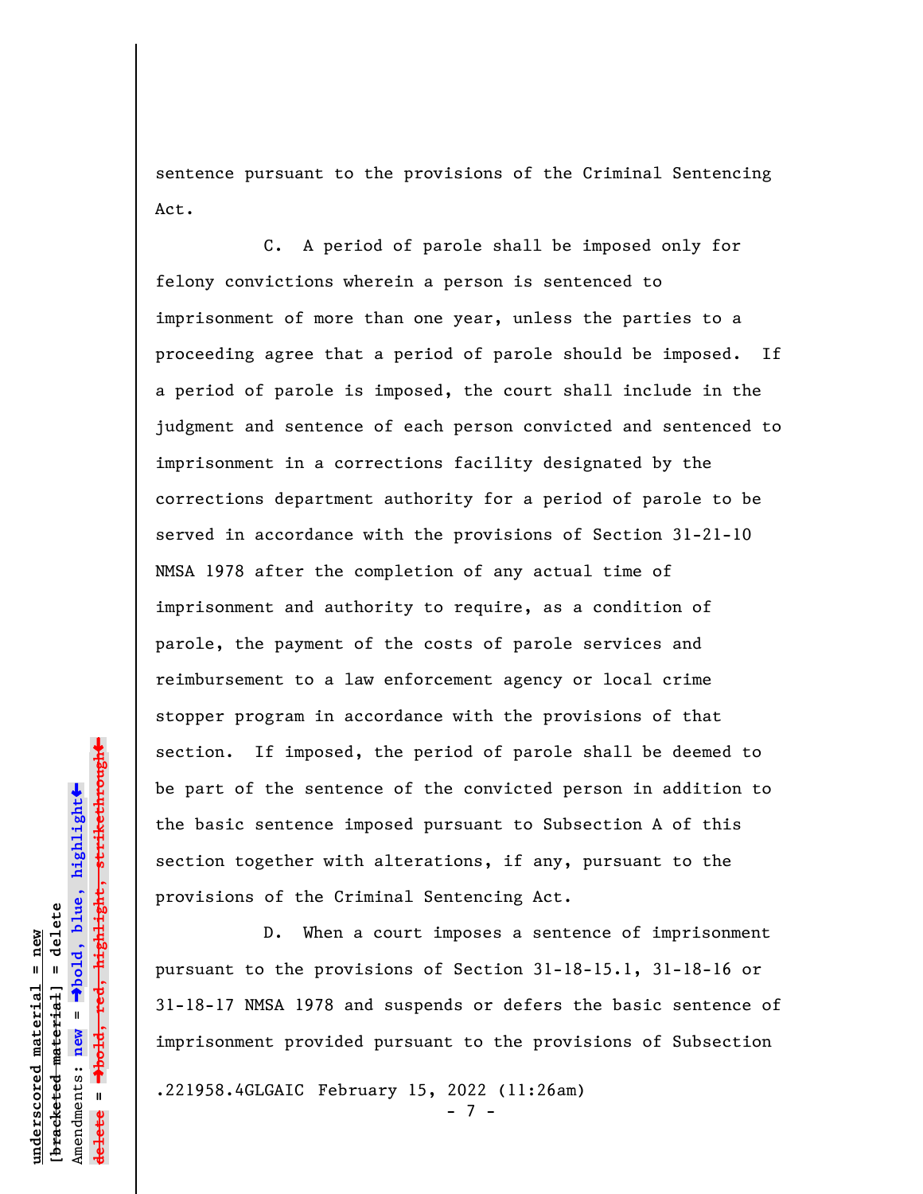sentence pursuant to the provisions of the Criminal Sentencing Act.

C. A period of parole shall be imposed only for felony convictions wherein a person is sentenced to imprisonment of more than one year, unless the parties to a proceeding agree that a period of parole should be imposed. If a period of parole is imposed, the court shall include in the judgment and sentence of each person convicted and sentenced to imprisonment in a corrections facility designated by the corrections department authority for a period of parole to be served in accordance with the provisions of Section 31-21-10 NMSA 1978 after the completion of any actual time of imprisonment and authority to require, as a condition of parole, the payment of the costs of parole services and reimbursement to a law enforcement agency or local crime stopper program in accordance with the provisions of that section. If imposed, the period of parole shall be deemed to be part of the sentence of the convicted person in addition to the basic sentence imposed pursuant to Subsection A of this section together with alterations, if any, pursuant to the provisions of the Criminal Sentencing Act.

D. When a court imposes a sentence of imprisonment pursuant to the provisions of Section 31-18-15.1, 31-18-16 or 31-18-17 NMSA 1978 and suspends or defers the basic sentence of imprisonment provided pursuant to the provisions of Subsection

.221958.4GLGAIC February 15, 2022 (11:26am)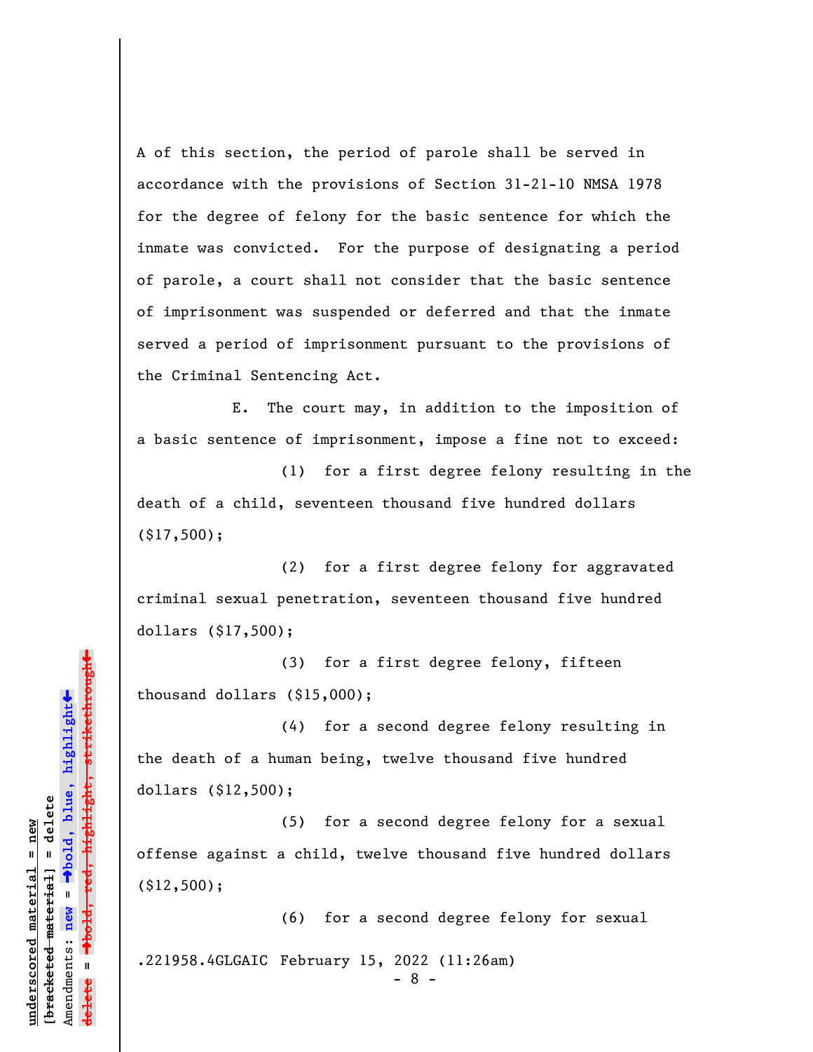A of this section, the period of parole shall be served in accordance with the provisions of Section 31-21-10 NMSA 1978 for the degree of felony for the basic sentence for which the inmate was convicted. For the purpose of designating a period of parole, a court shall not consider that the basic sentence of imprisonment was suspended or deferred and that the inmate served a period of imprisonment pursuant to the provisions of the Criminal Sentencing Act.

E. The court may, in addition to the imposition of a basic sentence of imprisonment, impose a fine not to exceed:

(1) for a first degree felony resulting in the death of a child, seventeen thousand five hundred dollars ($17,500);

(2) for a first degree felony for aggravated criminal sexual penetration, seventeen thousand five hundred dollars ($17,500);

(3) for a first degree felony, fifteen thousand dollars ($15,000);

(4) for a second degree felony resulting in the death of a human being, twelve thousand five hundred dollars ($12,500);

(5) for a second degree felony for a sexual offense against a child, twelve thousand five hundred dollars ($12,500);

(6) for a second degree felony for sexual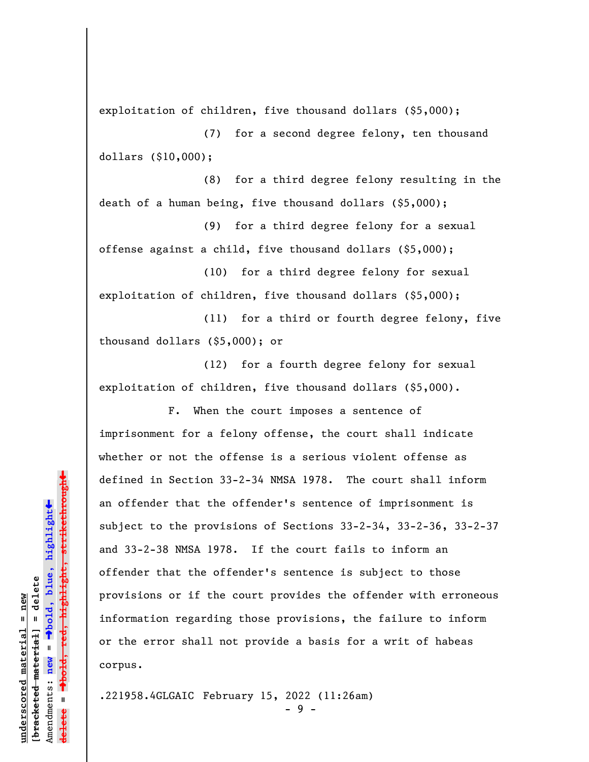exploitation of children, five thousand dollars ($5,000);

(7) for a second degree felony, ten thousand dollars ($10,000);

(8) for a third degree felony resulting in the death of a human being, five thousand dollars ($5,000);

(9) for a third degree felony for a sexual offense against a child, five thousand dollars ($5,000);

(10) for a third degree felony for sexual exploitation of children, five thousand dollars ($5,000);

(11) for a third or fourth degree felony, five thousand dollars ($5,000); or

(12) for a fourth degree felony for sexual exploitation of children, five thousand dollars ($5,000).

F. When the court imposes a sentence of imprisonment for a felony offense, the court shall indicate whether or not the offense is a serious violent offense as defined in Section 33-2-34 NMSA 1978. The court shall inform an offender that the offender's sentence of imprisonment is subject to the provisions of Sections 33-2-34, 33-2-36, 33-2-37 and 33-2-38 NMSA 1978. If the court fails to inform an offender that the offender's sentence is subject to those provisions or if the court provides the offender with erroneous information regarding those provisions, the failure to inform or the error shall not provide a basis for a writ of habeas corpus.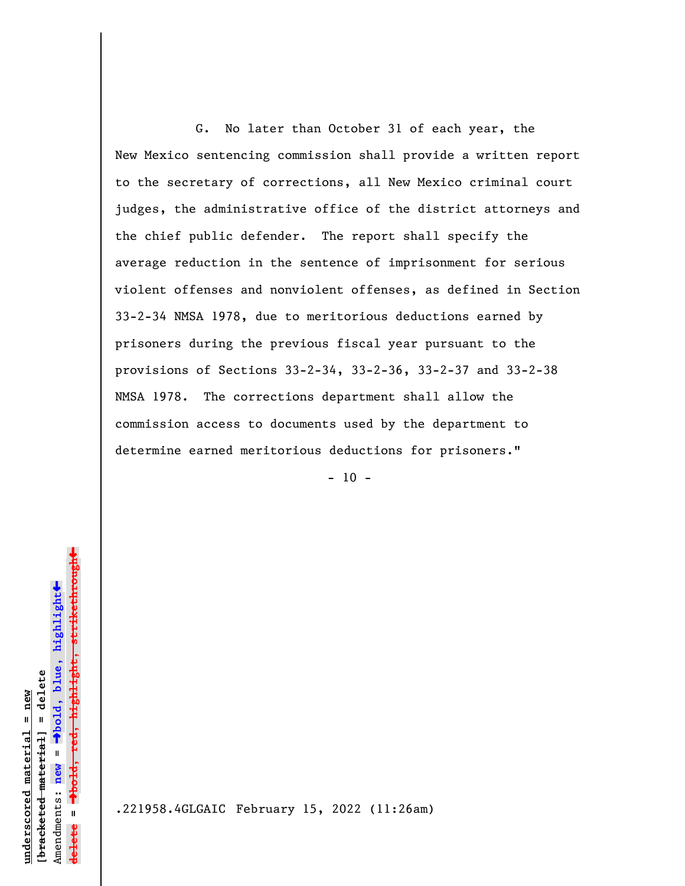G. No later than October 31 of each year, the New Mexico sentencing commission shall provide a written report to the secretary of corrections, all New Mexico criminal court judges, the administrative office of the district attorneys and the chief public defender. The report shall specify the average reduction in the sentence of imprisonment for serious violent offenses and nonviolent offenses, as defined in Section 33-2-34 NMSA 1978, due to meritorious deductions earned by prisoners during the previous fiscal year pursuant to the provisions of Sections 33-2-34, 33-2-36, 33-2-37 and 33-2-38 NMSA 1978. The corrections department shall allow the commission access to documents used by the department to determine earned meritorious deductions for prisoners."

.221958.4GLGAIC February 15, 2022 (11:26am)